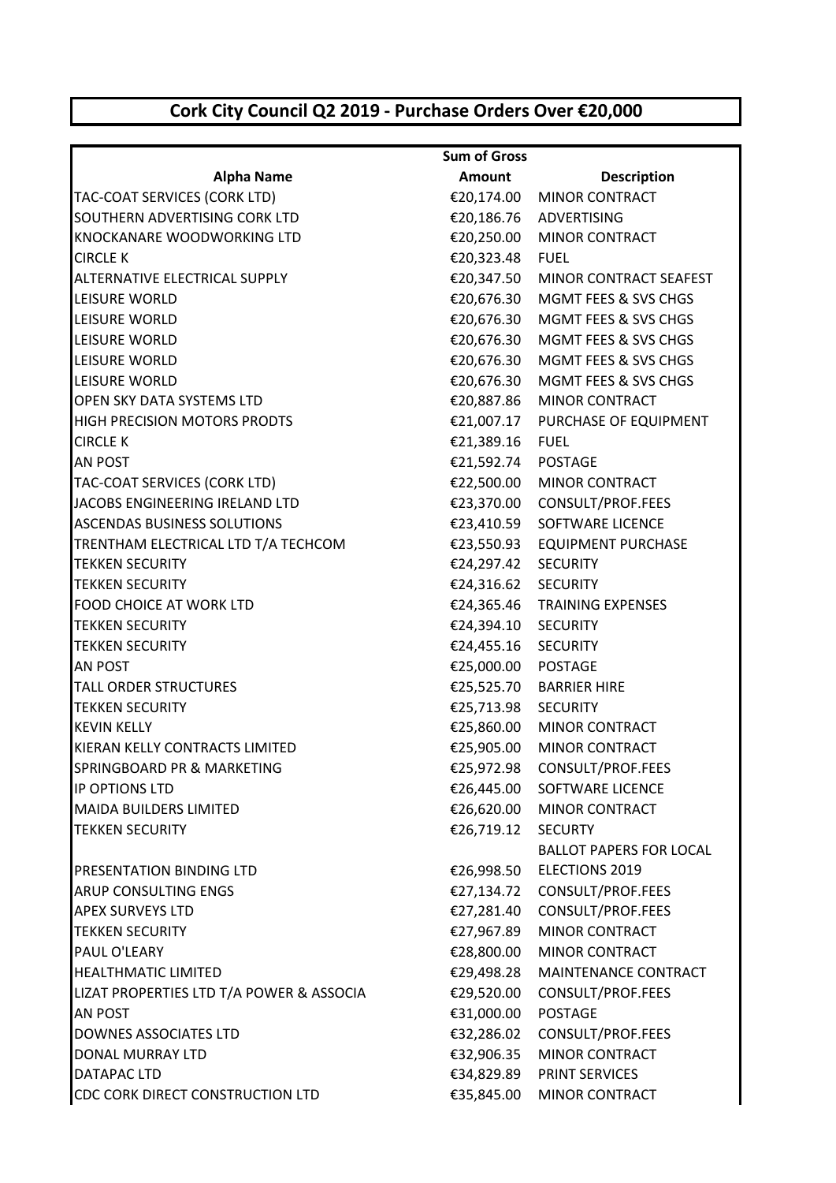# Cork City Council Q2 2019 - Purchase Orders Over €20,000

| Alpha Name | Sum of Gross Amount | Description |
|---|---|---|
| TAC-COAT SERVICES (CORK LTD) | €20,174.00 | MINOR CONTRACT |
| SOUTHERN ADVERTISING CORK LTD | €20,186.76 | ADVERTISING |
| KNOCKANARE WOODWORKING LTD | €20,250.00 | MINOR CONTRACT |
| CIRCLE K | €20,323.48 | FUEL |
| ALTERNATIVE ELECTRICAL SUPPLY | €20,347.50 | MINOR CONTRACT SEAFEST |
| LEISURE WORLD | €20,676.30 | MGMT FEES & SVS CHGS |
| LEISURE WORLD | €20,676.30 | MGMT FEES & SVS CHGS |
| LEISURE WORLD | €20,676.30 | MGMT FEES & SVS CHGS |
| LEISURE WORLD | €20,676.30 | MGMT FEES & SVS CHGS |
| LEISURE WORLD | €20,676.30 | MGMT FEES & SVS CHGS |
| OPEN SKY DATA SYSTEMS LTD | €20,887.86 | MINOR CONTRACT |
| HIGH PRECISION MOTORS PRODTS | €21,007.17 | PURCHASE OF EQUIPMENT |
| CIRCLE K | €21,389.16 | FUEL |
| AN POST | €21,592.74 | POSTAGE |
| TAC-COAT SERVICES (CORK LTD) | €22,500.00 | MINOR CONTRACT |
| JACOBS ENGINEERING IRELAND LTD | €23,370.00 | CONSULT/PROF.FEES |
| ASCENDAS BUSINESS SOLUTIONS | €23,410.59 | SOFTWARE LICENCE |
| TRENTHAM ELECTRICAL LTD T/A TECHCOM | €23,550.93 | EQUIPMENT PURCHASE |
| TEKKEN SECURITY | €24,297.42 | SECURITY |
| TEKKEN SECURITY | €24,316.62 | SECURITY |
| FOOD CHOICE AT WORK LTD | €24,365.46 | TRAINING EXPENSES |
| TEKKEN SECURITY | €24,394.10 | SECURITY |
| TEKKEN SECURITY | €24,455.16 | SECURITY |
| AN POST | €25,000.00 | POSTAGE |
| TALL ORDER STRUCTURES | €25,525.70 | BARRIER HIRE |
| TEKKEN SECURITY | €25,713.98 | SECURITY |
| KEVIN KELLY | €25,860.00 | MINOR CONTRACT |
| KIERAN KELLY CONTRACTS LIMITED | €25,905.00 | MINOR CONTRACT |
| SPRINGBOARD PR & MARKETING | €25,972.98 | CONSULT/PROF.FEES |
| IP OPTIONS LTD | €26,445.00 | SOFTWARE LICENCE |
| MAIDA BUILDERS LIMITED | €26,620.00 | MINOR CONTRACT |
| TEKKEN SECURITY | €26,719.12 | SECURTY |
| PRESENTATION BINDING LTD | €26,998.50 | BALLOT PAPERS FOR LOCAL ELECTIONS 2019 |
| ARUP CONSULTING ENGS | €27,134.72 | CONSULT/PROF.FEES |
| APEX SURVEYS LTD | €27,281.40 | CONSULT/PROF.FEES |
| TEKKEN SECURITY | €27,967.89 | MINOR CONTRACT |
| PAUL O'LEARY | €28,800.00 | MINOR CONTRACT |
| HEALTHMATIC LIMITED | €29,498.28 | MAINTENANCE CONTRACT |
| LIZAT PROPERTIES LTD T/A POWER & ASSOCIA | €29,520.00 | CONSULT/PROF.FEES |
| AN POST | €31,000.00 | POSTAGE |
| DOWNES ASSOCIATES LTD | €32,286.02 | CONSULT/PROF.FEES |
| DONAL MURRAY LTD | €32,906.35 | MINOR CONTRACT |
| DATAPAC LTD | €34,829.89 | PRINT SERVICES |
| CDC CORK DIRECT CONSTRUCTION LTD | €35,845.00 | MINOR CONTRACT |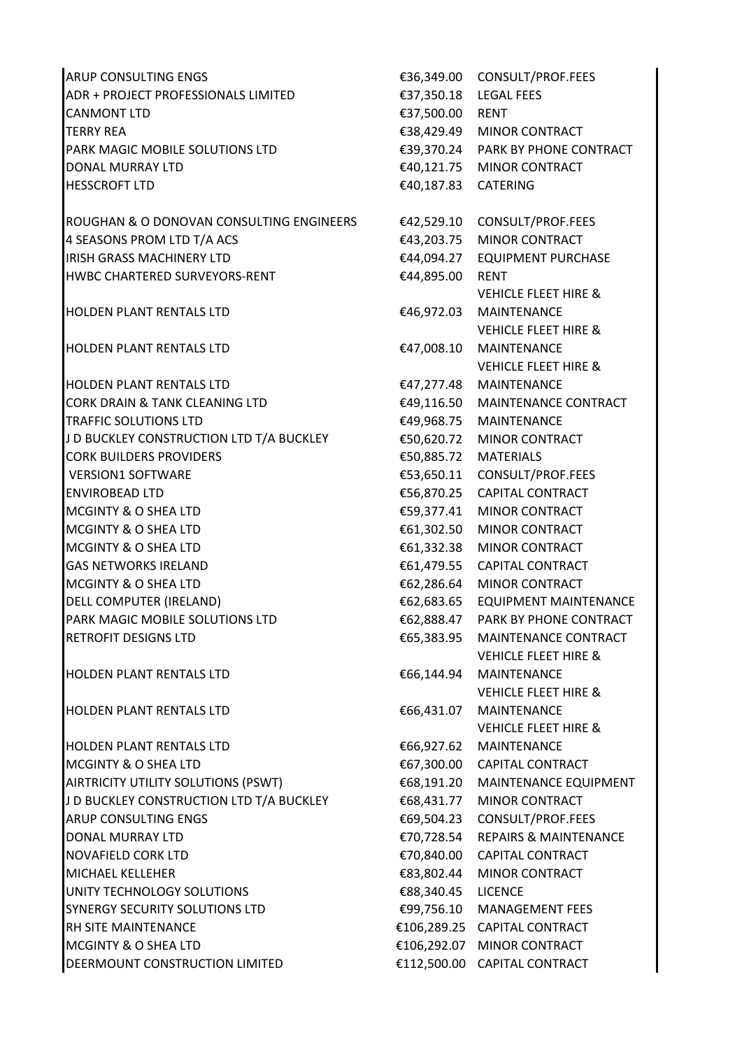| | | |
|---|---|---|
| ARUP CONSULTING ENGS | €36,349.00 | CONSULT/PROF.FEES |
| ADR + PROJECT PROFESSIONALS LIMITED | €37,350.18 | LEGAL FEES |
| CANMONT LTD | €37,500.00 | RENT |
| TERRY REA | €38,429.49 | MINOR CONTRACT |
| PARK MAGIC MOBILE SOLUTIONS LTD | €39,370.24 | PARK BY PHONE CONTRACT |
| DONAL MURRAY LTD | €40,121.75 | MINOR CONTRACT |
| HESSCROFT LTD | €40,187.83 | CATERING |
| ROUGHAN & O DONOVAN CONSULTING ENGINEERS | €42,529.10 | CONSULT/PROF.FEES |
| 4 SEASONS PROM LTD T/A ACS | €43,203.75 | MINOR CONTRACT |
| IRISH GRASS MACHINERY LTD | €44,094.27 | EQUIPMENT PURCHASE |
| HWBC CHARTERED SURVEYORS-RENT | €44,895.00 | RENT |
| HOLDEN PLANT RENTALS LTD | €46,972.03 | VEHICLE FLEET HIRE & MAINTENANCE |
| HOLDEN PLANT RENTALS LTD | €47,008.10 | VEHICLE FLEET HIRE & MAINTENANCE |
| HOLDEN PLANT RENTALS LTD | €47,277.48 | VEHICLE FLEET HIRE & MAINTENANCE |
| CORK DRAIN & TANK CLEANING LTD | €49,116.50 | MAINTENANCE CONTRACT |
| TRAFFIC SOLUTIONS LTD | €49,968.75 | MAINTENANCE |
| J D BUCKLEY CONSTRUCTION LTD T/A BUCKLEY | €50,620.72 | MINOR CONTRACT |
| CORK BUILDERS PROVIDERS | €50,885.72 | MATERIALS |
| VERSION1 SOFTWARE | €53,650.11 | CONSULT/PROF.FEES |
| ENVIROBEAD LTD | €56,870.25 | CAPITAL CONTRACT |
| MCGINTY & O SHEA LTD | €59,377.41 | MINOR CONTRACT |
| MCGINTY & O SHEA LTD | €61,302.50 | MINOR CONTRACT |
| MCGINTY & O SHEA LTD | €61,332.38 | MINOR CONTRACT |
| GAS NETWORKS IRELAND | €61,479.55 | CAPITAL CONTRACT |
| MCGINTY & O SHEA LTD | €62,286.64 | MINOR CONTRACT |
| DELL COMPUTER (IRELAND) | €62,683.65 | EQUIPMENT MAINTENANCE |
| PARK MAGIC MOBILE SOLUTIONS LTD | €62,888.47 | PARK BY PHONE CONTRACT |
| RETROFIT DESIGNS LTD | €65,383.95 | MAINTENANCE CONTRACT |
| HOLDEN PLANT RENTALS LTD | €66,144.94 | VEHICLE FLEET HIRE & MAINTENANCE |
| HOLDEN PLANT RENTALS LTD | €66,431.07 | VEHICLE FLEET HIRE & MAINTENANCE |
| HOLDEN PLANT RENTALS LTD | €66,927.62 | VEHICLE FLEET HIRE & MAINTENANCE |
| MCGINTY & O SHEA LTD | €67,300.00 | CAPITAL CONTRACT |
| AIRTRICITY UTILITY SOLUTIONS (PSWT) | €68,191.20 | MAINTENANCE EQUIPMENT |
| J D BUCKLEY CONSTRUCTION LTD T/A BUCKLEY | €68,431.77 | MINOR CONTRACT |
| ARUP CONSULTING ENGS | €69,504.23 | CONSULT/PROF.FEES |
| DONAL MURRAY LTD | €70,728.54 | REPAIRS & MAINTENANCE |
| NOVAFIELD CORK LTD | €70,840.00 | CAPITAL CONTRACT |
| MICHAEL KELLEHER | €83,802.44 | MINOR CONTRACT |
| UNITY TECHNOLOGY SOLUTIONS | €88,340.45 | LICENCE |
| SYNERGY SECURITY SOLUTIONS LTD | €99,756.10 | MANAGEMENT FEES |
| RH SITE MAINTENANCE | €106,289.25 | CAPITAL CONTRACT |
| MCGINTY & O SHEA LTD | €106,292.07 | MINOR CONTRACT |
| DEERMOUNT CONSTRUCTION LIMITED | €112,500.00 | CAPITAL CONTRACT |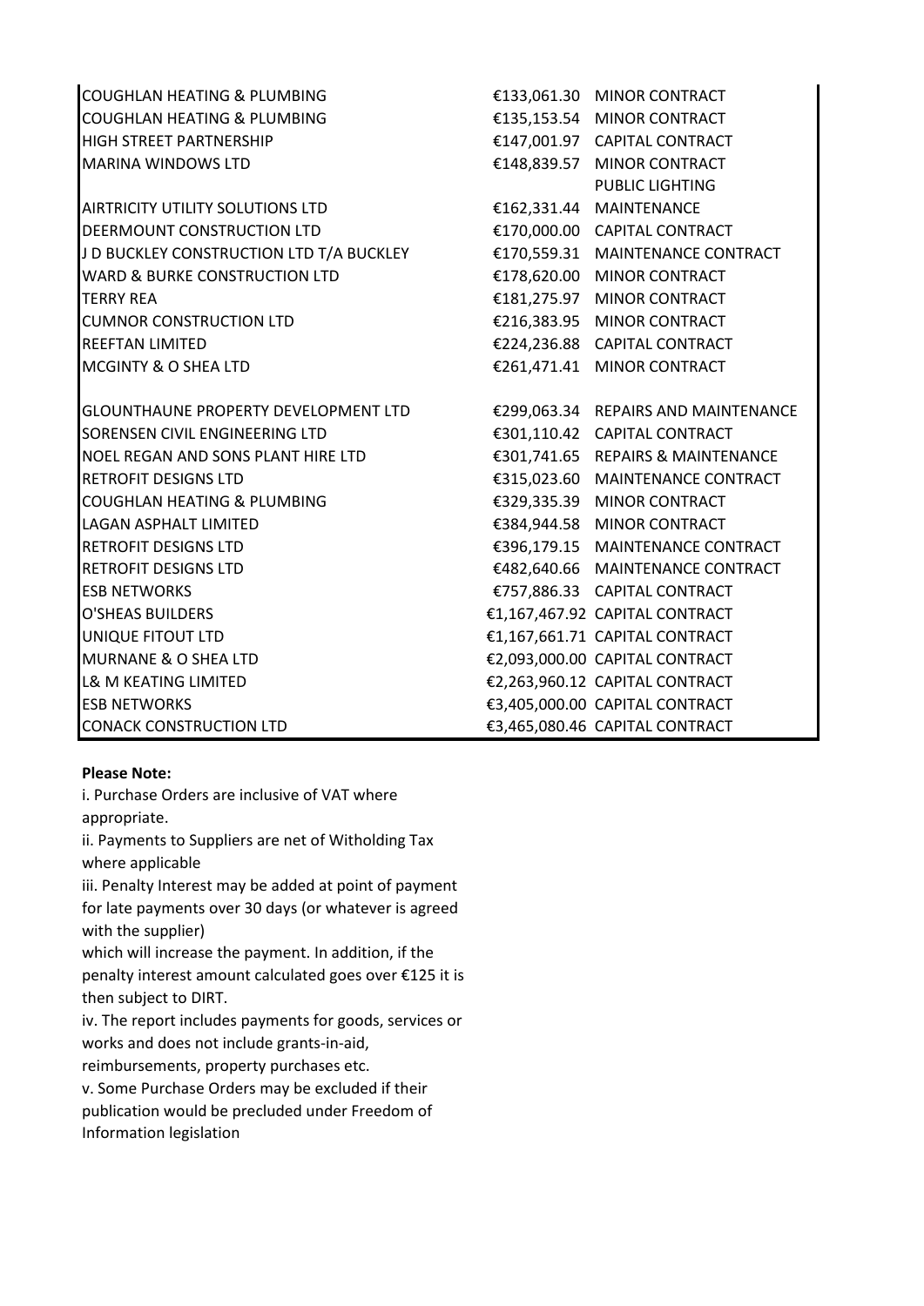| | | |
|---|---|---|
| COUGHLAN HEATING & PLUMBING | €133,061.30 | MINOR CONTRACT |
| COUGHLAN HEATING & PLUMBING | €135,153.54 | MINOR CONTRACT |
| HIGH STREET PARTNERSHIP | €147,001.97 | CAPITAL CONTRACT |
| MARINA WINDOWS LTD | €148,839.57 | MINOR CONTRACT |
| AIRTRICITY UTILITY SOLUTIONS LTD | €162,331.44 | PUBLIC LIGHTING MAINTENANCE |
| DEERMOUNT CONSTRUCTION LTD | €170,000.00 | CAPITAL CONTRACT |
| J D BUCKLEY CONSTRUCTION LTD T/A BUCKLEY | €170,559.31 | MAINTENANCE CONTRACT |
| WARD & BURKE CONSTRUCTION LTD | €178,620.00 | MINOR CONTRACT |
| TERRY REA | €181,275.97 | MINOR CONTRACT |
| CUMNOR CONSTRUCTION LTD | €216,383.95 | MINOR CONTRACT |
| REEFTAN LIMITED | €224,236.88 | CAPITAL CONTRACT |
| MCGINTY & O SHEA LTD | €261,471.41 | MINOR CONTRACT |
| GLOUNTHAUNE PROPERTY DEVELOPMENT LTD | €299,063.34 | REPAIRS AND MAINTENANCE |
| SORENSEN CIVIL ENGINEERING LTD | €301,110.42 | CAPITAL CONTRACT |
| NOEL REGAN AND SONS PLANT HIRE LTD | €301,741.65 | REPAIRS & MAINTENANCE |
| RETROFIT DESIGNS LTD | €315,023.60 | MAINTENANCE CONTRACT |
| COUGHLAN HEATING & PLUMBING | €329,335.39 | MINOR CONTRACT |
| LAGAN ASPHALT LIMITED | €384,944.58 | MINOR CONTRACT |
| RETROFIT DESIGNS LTD | €396,179.15 | MAINTENANCE CONTRACT |
| RETROFIT DESIGNS LTD | €482,640.66 | MAINTENANCE CONTRACT |
| ESB NETWORKS | €757,886.33 | CAPITAL CONTRACT |
| O'SHEAS BUILDERS | €1,167,467.92 | CAPITAL CONTRACT |
| UNIQUE FITOUT LTD | €1,167,661.71 | CAPITAL CONTRACT |
| MURNANE & O SHEA LTD | €2,093,000.00 | CAPITAL CONTRACT |
| L& M KEATING LIMITED | €2,263,960.12 | CAPITAL CONTRACT |
| ESB NETWORKS | €3,405,000.00 | CAPITAL CONTRACT |
| CONACK CONSTRUCTION LTD | €3,465,080.46 | CAPITAL CONTRACT |

**Please Note:**

i. Purchase Orders are inclusive of VAT where appropriate.

ii. Payments to Suppliers are net of Witholding Tax where applicable

iii. Penalty Interest may be added at point of payment for late payments over 30 days (or whatever is agreed with the supplier) which will increase the payment. In addition, if the penalty interest amount calculated goes over €125 it is then subject to DIRT.

iv. The report includes payments for goods, services or works and does not include grants-in-aid, reimbursements, property purchases etc.

v. Some Purchase Orders may be excluded if their publication would be precluded under Freedom of Information legislation